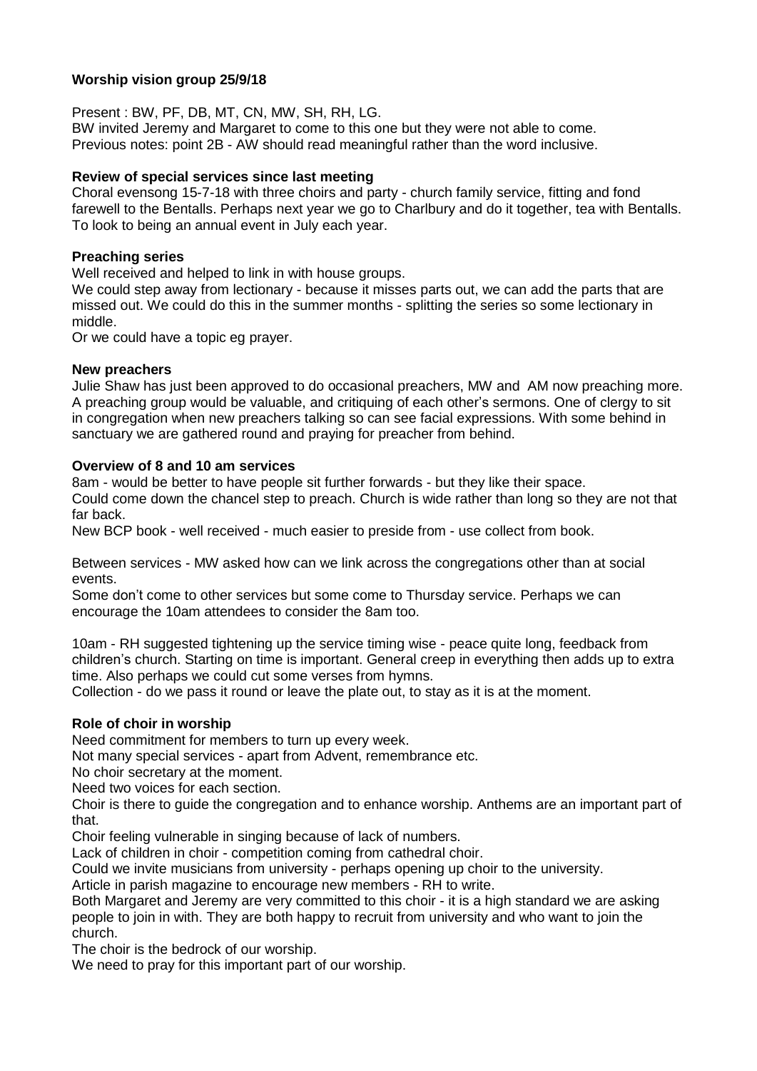**Worship vision group 25/9/18**

Present : BW, PF, DB, MT, CN, MW, SH, RH, LG.
BW invited Jeremy and Margaret to come to this one but they were not able to come.
Previous notes: point 2B - AW should read meaningful rather than the word inclusive.

**Review of special services since last meeting**

Choral evensong 15-7-18 with three choirs and party - church family service, fitting and fond farewell to the Bentalls. Perhaps next year we go to Charlbury and do it together, tea with Bentalls. To look to being an annual event in July each year.

**Preaching series**

Well received and helped to link in with house groups.
We could step away from lectionary - because it misses parts out, we can add the parts that are missed out. We could do this in the summer months - splitting the series so some lectionary in middle.
Or we could have a topic eg prayer.

**New preachers**

Julie Shaw has just been approved to do occasional preachers, MW and AM now preaching more. A preaching group would be valuable, and critiquing of each other's sermons. One of clergy to sit in congregation when new preachers talking so can see facial expressions. With some behind in sanctuary we are gathered round and praying for preacher from behind.

**Overview of 8 and 10 am services**

8am - would be better to have people sit further forwards - but they like their space.
Could come down the chancel step to preach. Church is wide rather than long so they are not that far back.
New BCP book - well received - much easier to preside from - use collect from book.

Between services - MW asked how can we link across the congregations other than at social events.
Some don't come to other services but some come to Thursday service. Perhaps we can encourage the 10am attendees to consider the 8am too.

10am - RH suggested tightening up the service timing wise - peace quite long, feedback from children's church. Starting on time is important. General creep in everything then adds up to extra time. Also perhaps we could cut some verses from hymns.
Collection - do we pass it round or leave the plate out, to stay as it is at the moment.

**Role of choir in worship**

Need commitment for members to turn up every week.
Not many special services - apart from Advent, remembrance etc.
No choir secretary at the moment.
Need two voices for each section.
Choir is there to guide the congregation and to enhance worship. Anthems are an important part of that.
Choir feeling vulnerable in singing because of lack of numbers.
Lack of children in choir - competition coming from cathedral choir.
Could we invite musicians from university - perhaps opening up choir to the university.
Article in parish magazine to encourage new members - RH to write.
Both Margaret and Jeremy are very committed to this choir - it is a high standard we are asking people to join in with. They are both happy to recruit from university and who want to join the church.
The choir is the bedrock of our worship.
We need to pray for this important part of our worship.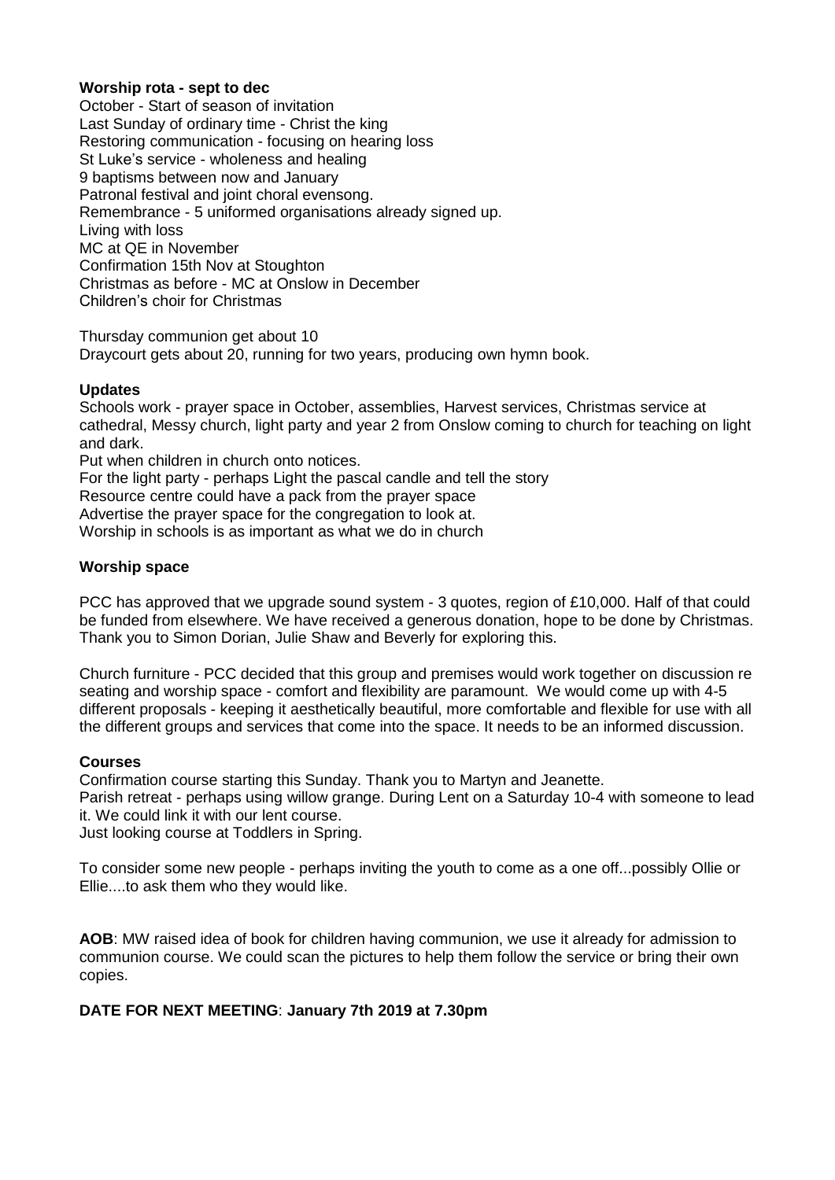**Worship rota - sept to dec**

October - Start of season of invitation
Last Sunday of ordinary time - Christ the king
Restoring communication - focusing on hearing loss
St Luke's service - wholeness and healing
9 baptisms between now and January
Patronal festival and joint choral evensong.
Remembrance - 5 uniformed organisations already signed up.
Living with loss
MC at QE in November
Confirmation 15th Nov at Stoughton
Christmas as before - MC at Onslow in December
Children's choir for Christmas

Thursday communion get about 10
Draycourt gets about 20, running for two years, producing own hymn book.

**Updates**

Schools work - prayer space in October, assemblies, Harvest services, Christmas service at cathedral, Messy church, light party and year 2 from Onslow coming to church for teaching on light and dark.
Put when children in church onto notices.
For the light party - perhaps Light the pascal candle and tell the story
Resource centre could have a pack from the prayer space
Advertise the prayer space for the congregation to look at.
Worship in schools is as important as what we do in church

**Worship space**

PCC has approved that we upgrade sound system - 3 quotes, region of £10,000. Half of that could be funded from elsewhere. We have received a generous donation, hope to be done by Christmas. Thank you to Simon Dorian, Julie Shaw and Beverly for exploring this.

Church furniture - PCC decided that this group and premises would work together on discussion re seating and worship space - comfort and flexibility are paramount. We would come up with 4-5 different proposals - keeping it aesthetically beautiful, more comfortable and flexible for use with all the different groups and services that come into the space. It needs to be an informed discussion.

**Courses**

Confirmation course starting this Sunday. Thank you to Martyn and Jeanette.
Parish retreat - perhaps using willow grange. During Lent on a Saturday 10-4 with someone to lead it. We could link it with our lent course.
Just looking course at Toddlers in Spring.

To consider some new people - perhaps inviting the youth to come as a one off...possibly Ollie or Ellie....to ask them who they would like.

**AOB**: MW raised idea of book for children having communion, we use it already for admission to communion course. We could scan the pictures to help them follow the service or bring their own copies.

**DATE FOR NEXT MEETING**: **January 7th 2019 at 7.30pm**